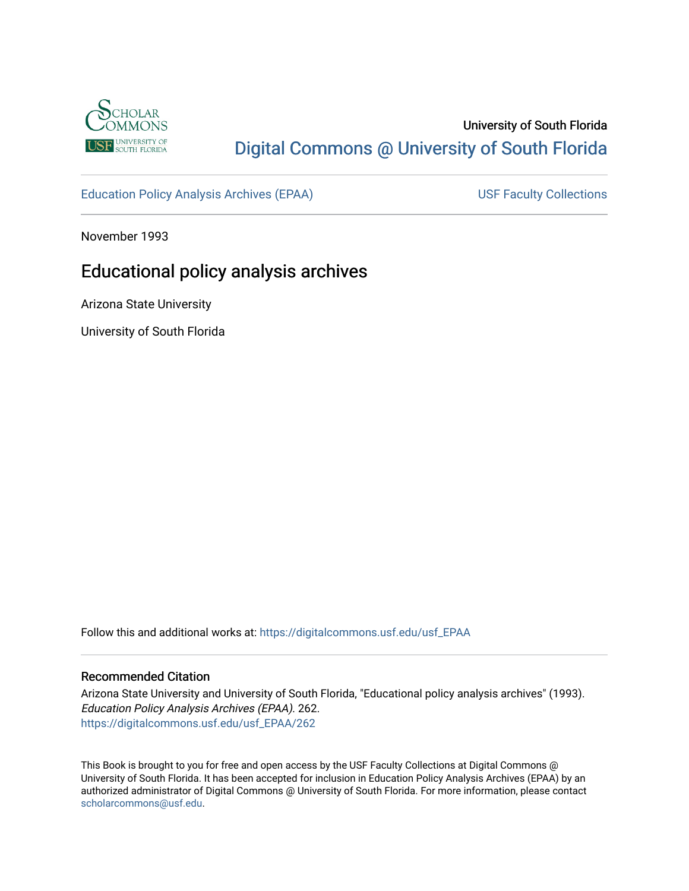University of South Florida

Digital Commons @ University of South Florida

Education Policy Analysis Archives (EPAA) | USF Faculty Collections

November 1993

# Educational policy analysis archives

Arizona State University

University of South Florida

Follow this and additional works at: https://digitalcommons.usf.edu/usf_EPAA

## Recommended Citation

Arizona State University and University of South Florida, "Educational policy analysis archives" (1993). *Education Policy Analysis Archives (EPAA)*. 262.
https://digitalcommons.usf.edu/usf_EPAA/262

This Book is brought to you for free and open access by the USF Faculty Collections at Digital Commons @ University of South Florida. It has been accepted for inclusion in Education Policy Analysis Archives (EPAA) by an authorized administrator of Digital Commons @ University of South Florida. For more information, please contact scholarcommons@usf.edu.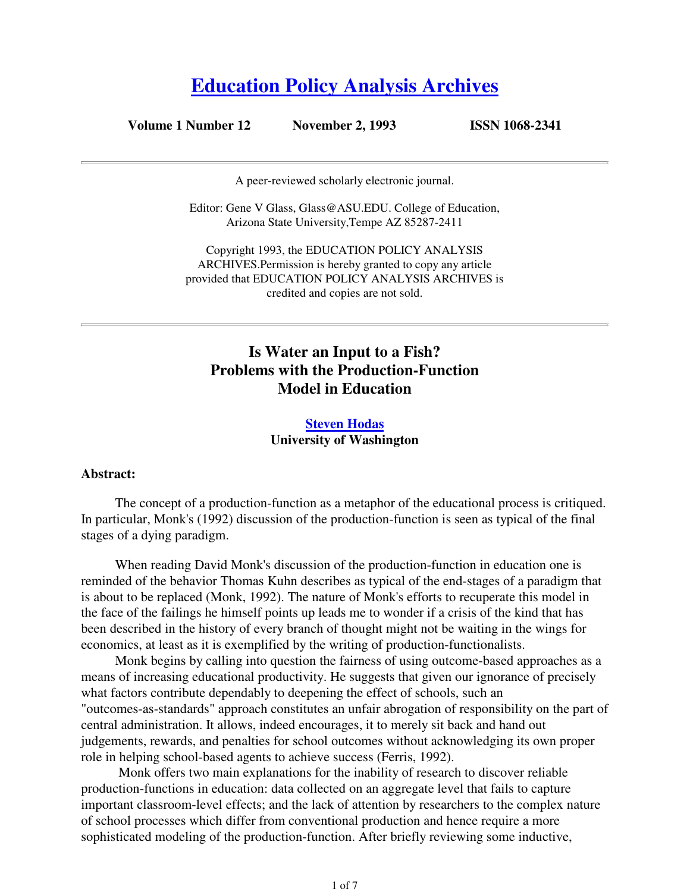# [Education Policy Analysis Archives](#)

**Volume 1 Number 12 November 2, 1993 ISSN 1068-2341**

---

A peer-reviewed scholarly electronic journal.

Editor: Gene V Glass, Glass@ASU.EDU. College of Education, Arizona State University,Tempe AZ 85287-2411

Copyright 1993, the EDUCATION POLICY ANALYSIS ARCHIVES.Permission is hereby granted to copy any article provided that EDUCATION POLICY ANALYSIS ARCHIVES is credited and copies are not sold.

---

## Is Water an Input to a Fish? Problems with the Production-Function Model in Education

**[Steven Hodas](#)**
**University of Washington**

**Abstract:**

The concept of a production-function as a metaphor of the educational process is critiqued. In particular, Monk's (1992) discussion of the production-function is seen as typical of the final stages of a dying paradigm.

When reading David Monk's discussion of the production-function in education one is reminded of the behavior Thomas Kuhn describes as typical of the end-stages of a paradigm that is about to be replaced (Monk, 1992). The nature of Monk's efforts to recuperate this model in the face of the failings he himself points up leads me to wonder if a crisis of the kind that has been described in the history of every branch of thought might not be waiting in the wings for economics, at least as it is exemplified by the writing of production-functionalists.

Monk begins by calling into question the fairness of using outcome-based approaches as a means of increasing educational productivity. He suggests that given our ignorance of precisely what factors contribute dependably to deepening the effect of schools, such an "outcomes-as-standards" approach constitutes an unfair abrogation of responsibility on the part of central administration. It allows, indeed encourages, it to merely sit back and hand out judgements, rewards, and penalties for school outcomes without acknowledging its own proper role in helping school-based agents to achieve success (Ferris, 1992).

Monk offers two main explanations for the inability of research to discover reliable production-functions in education: data collected on an aggregate level that fails to capture important classroom-level effects; and the lack of attention by researchers to the complex nature of school processes which differ from conventional production and hence require a more sophisticated modeling of the production-function. After briefly reviewing some inductive,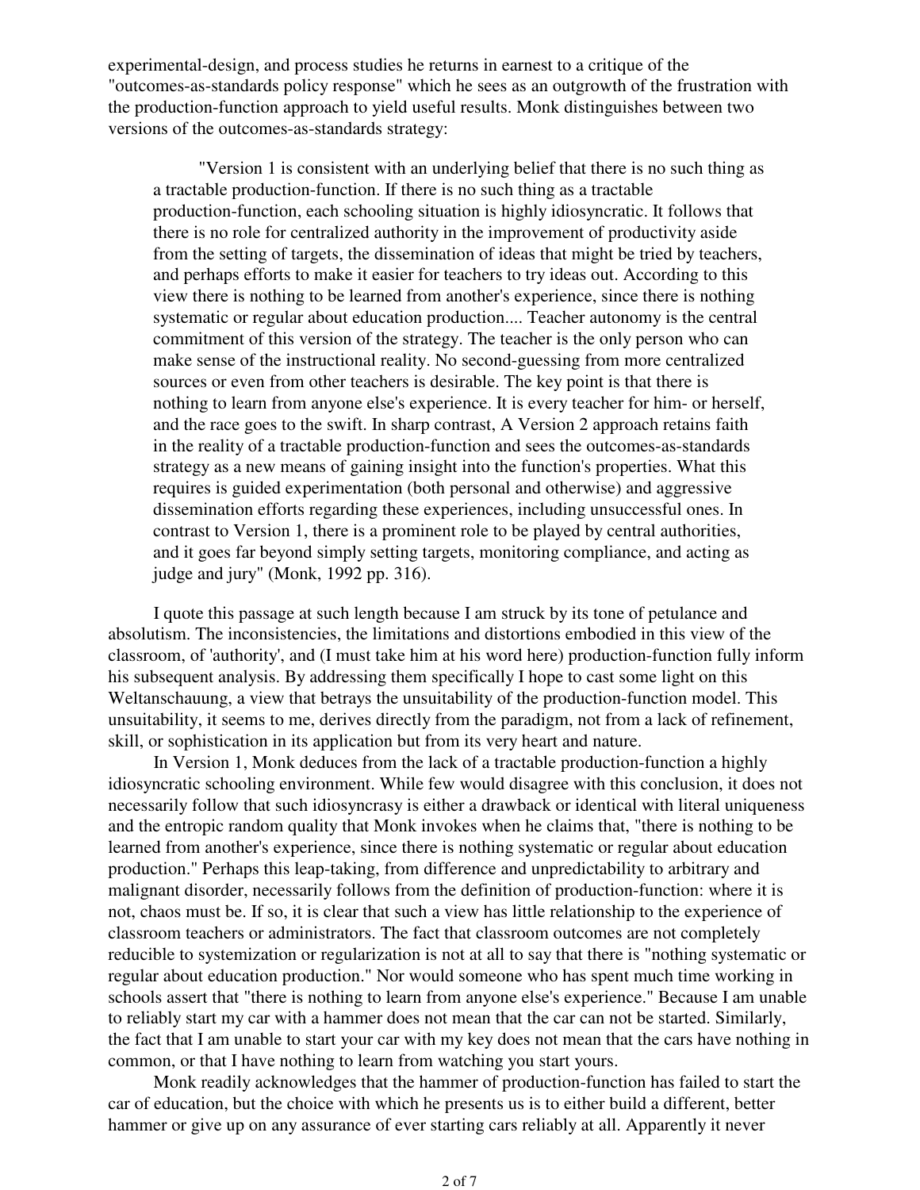experimental-design, and process studies he returns in earnest to a critique of the "outcomes-as-standards policy response" which he sees as an outgrowth of the frustration with the production-function approach to yield useful results. Monk distinguishes between two versions of the outcomes-as-standards strategy:

> "Version 1 is consistent with an underlying belief that there is no such thing as a tractable production-function. If there is no such thing as a tractable production-function, each schooling situation is highly idiosyncratic. It follows that there is no role for centralized authority in the improvement of productivity aside from the setting of targets, the dissemination of ideas that might be tried by teachers, and perhaps efforts to make it easier for teachers to try ideas out. According to this view there is nothing to be learned from another's experience, since there is nothing systematic or regular about education production.... Teacher autonomy is the central commitment of this version of the strategy. The teacher is the only person who can make sense of the instructional reality. No second-guessing from more centralized sources or even from other teachers is desirable. The key point is that there is nothing to learn from anyone else's experience. It is every teacher for him- or herself, and the race goes to the swift. In sharp contrast, A Version 2 approach retains faith in the reality of a tractable production-function and sees the outcomes-as-standards strategy as a new means of gaining insight into the function's properties. What this requires is guided experimentation (both personal and otherwise) and aggressive dissemination efforts regarding these experiences, including unsuccessful ones. In contrast to Version 1, there is a prominent role to be played by central authorities, and it goes far beyond simply setting targets, monitoring compliance, and acting as judge and jury" (Monk, 1992 pp. 316).

I quote this passage at such length because I am struck by its tone of petulance and absolutism. The inconsistencies, the limitations and distortions embodied in this view of the classroom, of 'authority', and (I must take him at his word here) production-function fully inform his subsequent analysis. By addressing them specifically I hope to cast some light on this Weltanschauung, a view that betrays the unsuitability of the production-function model. This unsuitability, it seems to me, derives directly from the paradigm, not from a lack of refinement, skill, or sophistication in its application but from its very heart and nature.

In Version 1, Monk deduces from the lack of a tractable production-function a highly idiosyncratic schooling environment. While few would disagree with this conclusion, it does not necessarily follow that such idiosyncrasy is either a drawback or identical with literal uniqueness and the entropic random quality that Monk invokes when he claims that, "there is nothing to be learned from another's experience, since there is nothing systematic or regular about education production." Perhaps this leap-taking, from difference and unpredictability to arbitrary and malignant disorder, necessarily follows from the definition of production-function: where it is not, chaos must be. If so, it is clear that such a view has little relationship to the experience of classroom teachers or administrators. The fact that classroom outcomes are not completely reducible to systemization or regularization is not at all to say that there is "nothing systematic or regular about education production." Nor would someone who has spent much time working in schools assert that "there is nothing to learn from anyone else's experience." Because I am unable to reliably start my car with a hammer does not mean that the car can not be started. Similarly, the fact that I am unable to start your car with my key does not mean that the cars have nothing in common, or that I have nothing to learn from watching you start yours.

Monk readily acknowledges that the hammer of production-function has failed to start the car of education, but the choice with which he presents us is to either build a different, better hammer or give up on any assurance of ever starting cars reliably at all. Apparently it never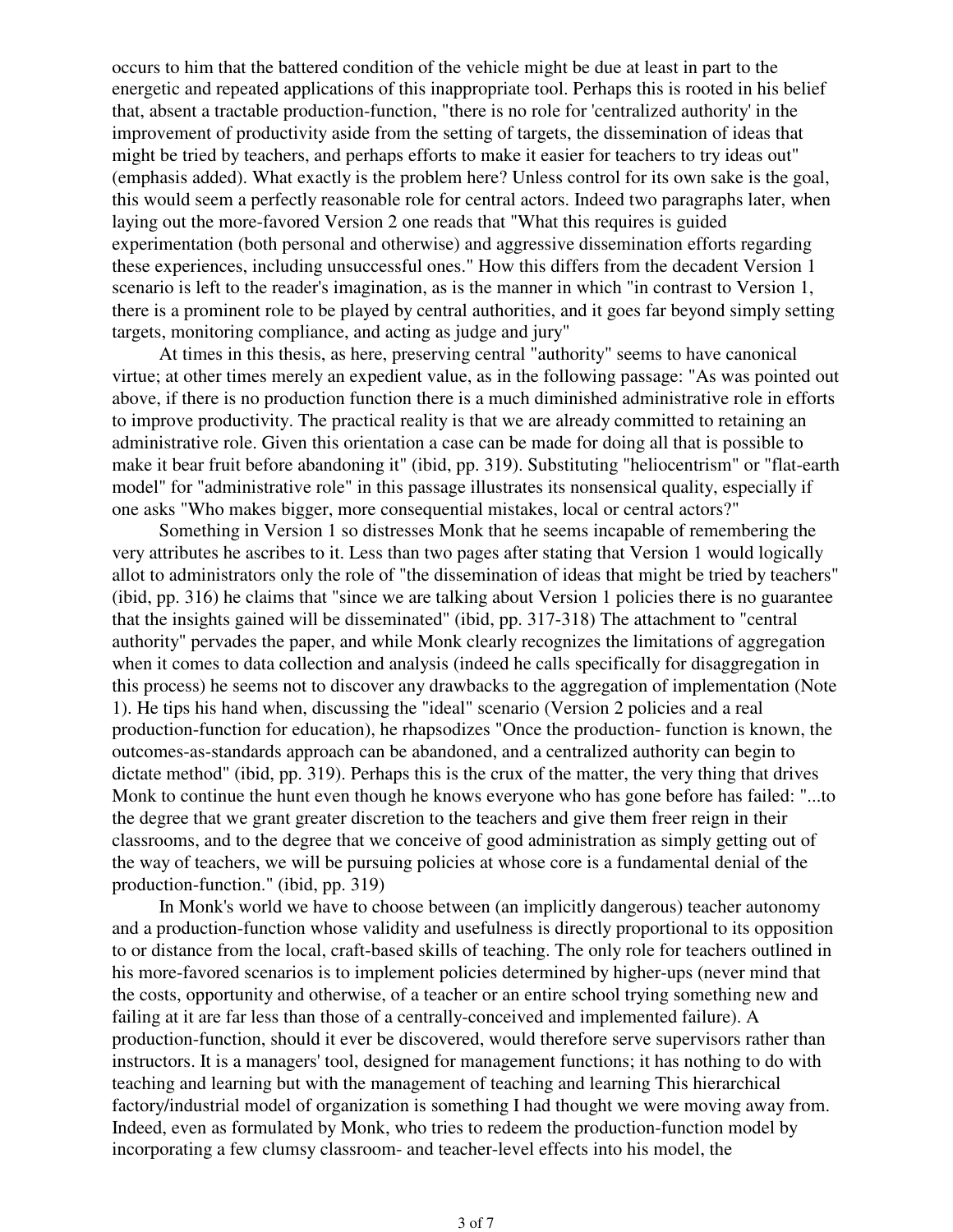occurs to him that the battered condition of the vehicle might be due at least in part to the energetic and repeated applications of this inappropriate tool. Perhaps this is rooted in his belief that, absent a tractable production-function, "there is no role for 'centralized authority' in the improvement of productivity aside from the setting of targets, the dissemination of ideas that might be tried by teachers, and perhaps efforts to make it easier for teachers to try ideas out" (emphasis added). What exactly is the problem here? Unless control for its own sake is the goal, this would seem a perfectly reasonable role for central actors. Indeed two paragraphs later, when laying out the more-favored Version 2 one reads that "What this requires is guided experimentation (both personal and otherwise) and aggressive dissemination efforts regarding these experiences, including unsuccessful ones." How this differs from the decadent Version 1 scenario is left to the reader's imagination, as is the manner in which "in contrast to Version 1, there is a prominent role to be played by central authorities, and it goes far beyond simply setting targets, monitoring compliance, and acting as judge and jury"

At times in this thesis, as here, preserving central "authority" seems to have canonical virtue; at other times merely an expedient value, as in the following passage: "As was pointed out above, if there is no production function there is a much diminished administrative role in efforts to improve productivity. The practical reality is that we are already committed to retaining an administrative role. Given this orientation a case can be made for doing all that is possible to make it bear fruit before abandoning it" (ibid, pp. 319). Substituting "heliocentrism" or "flat-earth model" for "administrative role" in this passage illustrates its nonsensical quality, especially if one asks "Who makes bigger, more consequential mistakes, local or central actors?"

Something in Version 1 so distresses Monk that he seems incapable of remembering the very attributes he ascribes to it. Less than two pages after stating that Version 1 would logically allot to administrators only the role of "the dissemination of ideas that might be tried by teachers" (ibid, pp. 316) he claims that "since we are talking about Version 1 policies there is no guarantee that the insights gained will be disseminated" (ibid, pp. 317-318) The attachment to "central authority" pervades the paper, and while Monk clearly recognizes the limitations of aggregation when it comes to data collection and analysis (indeed he calls specifically for disaggregation in this process) he seems not to discover any drawbacks to the aggregation of implementation (Note 1). He tips his hand when, discussing the "ideal" scenario (Version 2 policies and a real production-function for education), he rhapsodizes "Once the production- function is known, the outcomes-as-standards approach can be abandoned, and a centralized authority can begin to dictate method" (ibid, pp. 319). Perhaps this is the crux of the matter, the very thing that drives Monk to continue the hunt even though he knows everyone who has gone before has failed: "...to the degree that we grant greater discretion to the teachers and give them freer reign in their classrooms, and to the degree that we conceive of good administration as simply getting out of the way of teachers, we will be pursuing policies at whose core is a fundamental denial of the production-function." (ibid, pp. 319)

In Monk's world we have to choose between (an implicitly dangerous) teacher autonomy and a production-function whose validity and usefulness is directly proportional to its opposition to or distance from the local, craft-based skills of teaching. The only role for teachers outlined in his more-favored scenarios is to implement policies determined by higher-ups (never mind that the costs, opportunity and otherwise, of a teacher or an entire school trying something new and failing at it are far less than those of a centrally-conceived and implemented failure). A production-function, should it ever be discovered, would therefore serve supervisors rather than instructors. It is a managers' tool, designed for management functions; it has nothing to do with teaching and learning but with the management of teaching and learning This hierarchical factory/industrial model of organization is something I had thought we were moving away from. Indeed, even as formulated by Monk, who tries to redeem the production-function model by incorporating a few clumsy classroom- and teacher-level effects into his model, the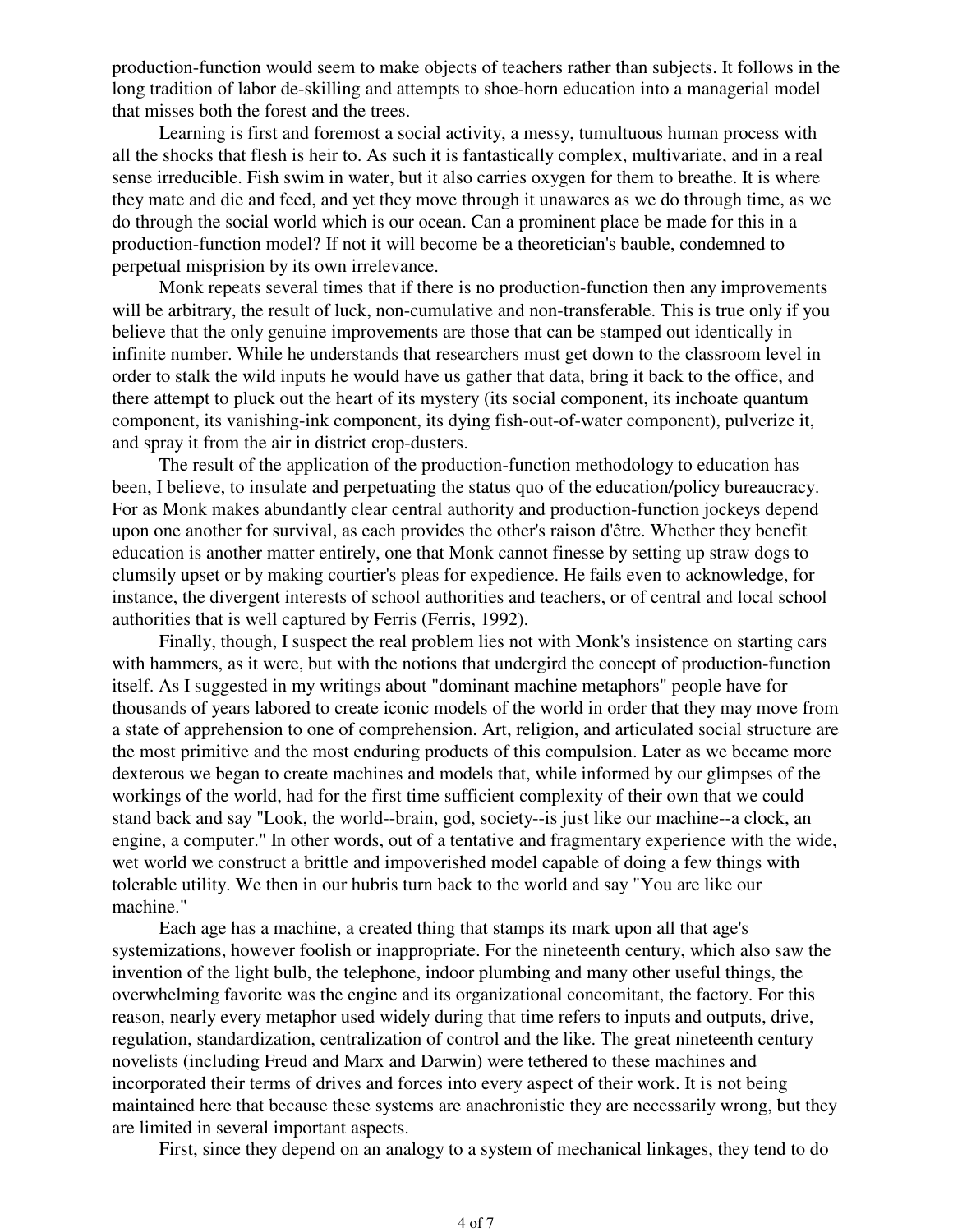production-function would seem to make objects of teachers rather than subjects. It follows in the long tradition of labor de-skilling and attempts to shoe-horn education into a managerial model that misses both the forest and the trees.

Learning is first and foremost a social activity, a messy, tumultuous human process with all the shocks that flesh is heir to. As such it is fantastically complex, multivariate, and in a real sense irreducible. Fish swim in water, but it also carries oxygen for them to breathe. It is where they mate and die and feed, and yet they move through it unawares as we do through time, as we do through the social world which is our ocean. Can a prominent place be made for this in a production-function model? If not it will become be a theoretician's bauble, condemned to perpetual misprision by its own irrelevance.

Monk repeats several times that if there is no production-function then any improvements will be arbitrary, the result of luck, non-cumulative and non-transferable. This is true only if you believe that the only genuine improvements are those that can be stamped out identically in infinite number. While he understands that researchers must get down to the classroom level in order to stalk the wild inputs he would have us gather that data, bring it back to the office, and there attempt to pluck out the heart of its mystery (its social component, its inchoate quantum component, its vanishing-ink component, its dying fish-out-of-water component), pulverize it, and spray it from the air in district crop-dusters.

The result of the application of the production-function methodology to education has been, I believe, to insulate and perpetuating the status quo of the education/policy bureaucracy. For as Monk makes abundantly clear central authority and production-function jockeys depend upon one another for survival, as each provides the other's raison d'être. Whether they benefit education is another matter entirely, one that Monk cannot finesse by setting up straw dogs to clumsily upset or by making courtier's pleas for expedience. He fails even to acknowledge, for instance, the divergent interests of school authorities and teachers, or of central and local school authorities that is well captured by Ferris (Ferris, 1992).

Finally, though, I suspect the real problem lies not with Monk's insistence on starting cars with hammers, as it were, but with the notions that undergird the concept of production-function itself. As I suggested in my writings about "dominant machine metaphors" people have for thousands of years labored to create iconic models of the world in order that they may move from a state of apprehension to one of comprehension. Art, religion, and articulated social structure are the most primitive and the most enduring products of this compulsion. Later as we became more dexterous we began to create machines and models that, while informed by our glimpses of the workings of the world, had for the first time sufficient complexity of their own that we could stand back and say "Look, the world--brain, god, society--is just like our machine--a clock, an engine, a computer." In other words, out of a tentative and fragmentary experience with the wide, wet world we construct a brittle and impoverished model capable of doing a few things with tolerable utility. We then in our hubris turn back to the world and say "You are like our machine."

Each age has a machine, a created thing that stamps its mark upon all that age's systemizations, however foolish or inappropriate. For the nineteenth century, which also saw the invention of the light bulb, the telephone, indoor plumbing and many other useful things, the overwhelming favorite was the engine and its organizational concomitant, the factory. For this reason, nearly every metaphor used widely during that time refers to inputs and outputs, drive, regulation, standardization, centralization of control and the like. The great nineteenth century novelists (including Freud and Marx and Darwin) were tethered to these machines and incorporated their terms of drives and forces into every aspect of their work. It is not being maintained here that because these systems are anachronistic they are necessarily wrong, but they are limited in several important aspects.

First, since they depend on an analogy to a system of mechanical linkages, they tend to do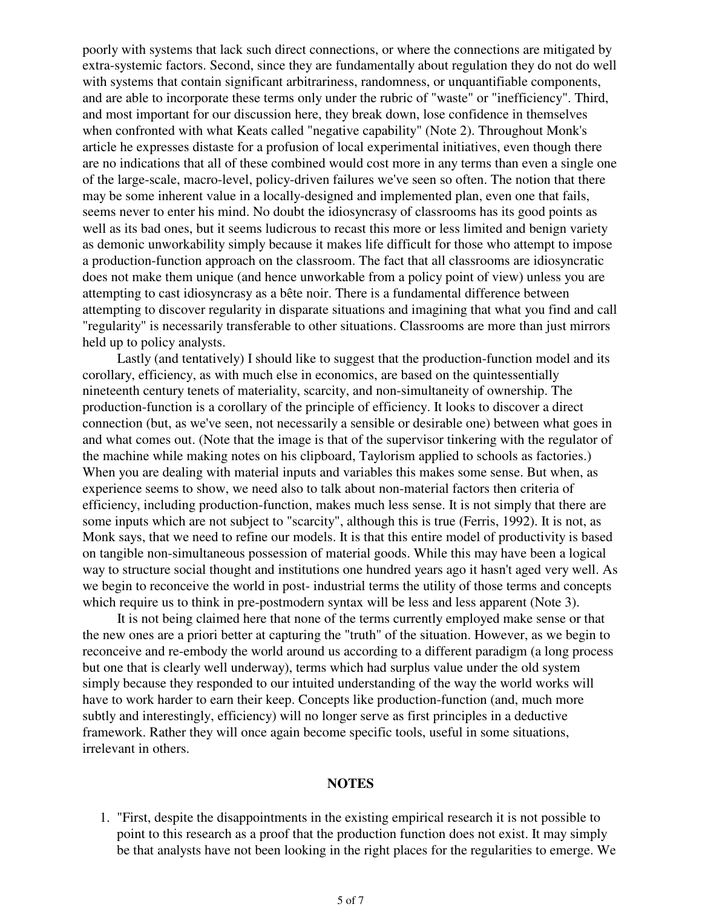poorly with systems that lack such direct connections, or where the connections are mitigated by extra-systemic factors. Second, since they are fundamentally about regulation they do not do well with systems that contain significant arbitrariness, randomness, or unquantifiable components, and are able to incorporate these terms only under the rubric of "waste" or "inefficiency". Third, and most important for our discussion here, they break down, lose confidence in themselves when confronted with what Keats called "negative capability" (Note 2). Throughout Monk's article he expresses distaste for a profusion of local experimental initiatives, even though there are no indications that all of these combined would cost more in any terms than even a single one of the large-scale, macro-level, policy-driven failures we've seen so often. The notion that there may be some inherent value in a locally-designed and implemented plan, even one that fails, seems never to enter his mind. No doubt the idiosyncrasy of classrooms has its good points as well as its bad ones, but it seems ludicrous to recast this more or less limited and benign variety as demonic unworkability simply because it makes life difficult for those who attempt to impose a production-function approach on the classroom. The fact that all classrooms are idiosyncratic does not make them unique (and hence unworkable from a policy point of view) unless you are attempting to cast idiosyncrasy as a bête noir. There is a fundamental difference between attempting to discover regularity in disparate situations and imagining that what you find and call "regularity" is necessarily transferable to other situations. Classrooms are more than just mirrors held up to policy analysts.

Lastly (and tentatively) I should like to suggest that the production-function model and its corollary, efficiency, as with much else in economics, are based on the quintessentially nineteenth century tenets of materiality, scarcity, and non-simultaneity of ownership. The production-function is a corollary of the principle of efficiency. It looks to discover a direct connection (but, as we've seen, not necessarily a sensible or desirable one) between what goes in and what comes out. (Note that the image is that of the supervisor tinkering with the regulator of the machine while making notes on his clipboard, Taylorism applied to schools as factories.) When you are dealing with material inputs and variables this makes some sense. But when, as experience seems to show, we need also to talk about non-material factors then criteria of efficiency, including production-function, makes much less sense. It is not simply that there are some inputs which are not subject to "scarcity", although this is true (Ferris, 1992). It is not, as Monk says, that we need to refine our models. It is that this entire model of productivity is based on tangible non-simultaneous possession of material goods. While this may have been a logical way to structure social thought and institutions one hundred years ago it hasn't aged very well. As we begin to reconceive the world in post- industrial terms the utility of those terms and concepts which require us to think in pre-postmodern syntax will be less and less apparent (Note 3).

It is not being claimed here that none of the terms currently employed make sense or that the new ones are a priori better at capturing the "truth" of the situation. However, as we begin to reconceive and re-embody the world around us according to a different paradigm (a long process but one that is clearly well underway), terms which had surplus value under the old system simply because they responded to our intuited understanding of the way the world works will have to work harder to earn their keep. Concepts like production-function (and, much more subtly and interestingly, efficiency) will no longer serve as first principles in a deductive framework. Rather they will once again become specific tools, useful in some situations, irrelevant in others.

## NOTES

1. "First, despite the disappointments in the existing empirical research it is not possible to point to this research as a proof that the production function does not exist. It may simply be that analysts have not been looking in the right places for the regularities to emerge. We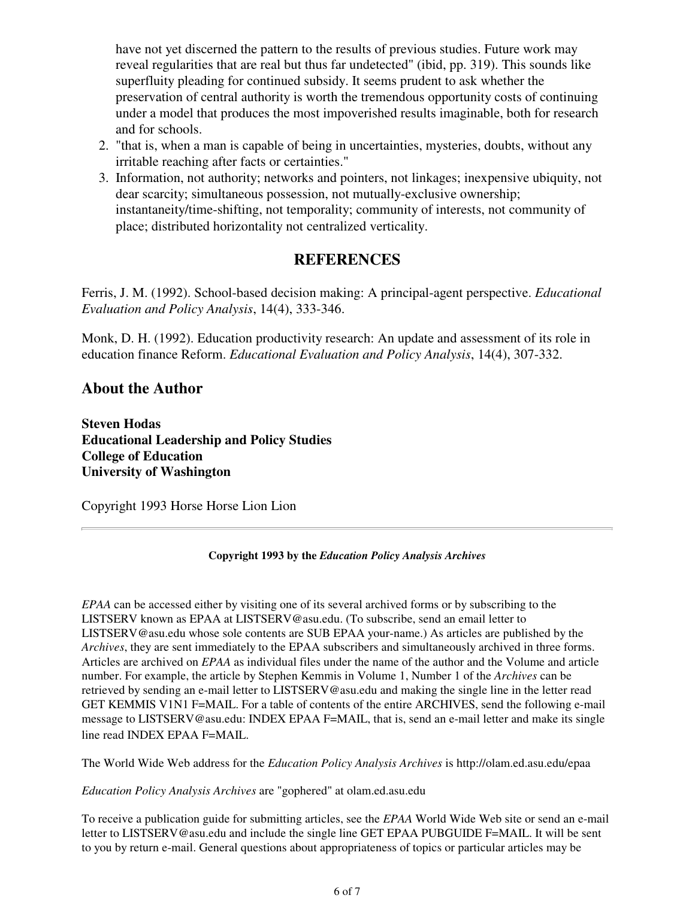have not yet discerned the pattern to the results of previous studies. Future work may reveal regularities that are real but thus far undetected" (ibid, pp. 319). This sounds like superfluity pleading for continued subsidy. It seems prudent to ask whether the preservation of central authority is worth the tremendous opportunity costs of continuing under a model that produces the most impoverished results imaginable, both for research and for schools.

2. "that is, when a man is capable of being in uncertainties, mysteries, doubts, without any irritable reaching after facts or certainties."
3. Information, not authority; networks and pointers, not linkages; inexpensive ubiquity, not dear scarcity; simultaneous possession, not mutually-exclusive ownership; instantaneity/time-shifting, not temporality; community of interests, not community of place; distributed horizontality not centralized verticality.

## REFERENCES

Ferris, J. M. (1992). School-based decision making: A principal-agent perspective. *Educational Evaluation and Policy Analysis*, 14(4), 333-346.

Monk, D. H. (1992). Education productivity research: An update and assessment of its role in education finance Reform. *Educational Evaluation and Policy Analysis*, 14(4), 307-332.

## About the Author

**Steven Hodas**
**Educational Leadership and Policy Studies**
**College of Education**
**University of Washington**

Copyright 1993 Horse Horse Lion Lion

---

**Copyright 1993 by the *Education Policy Analysis Archives***

*EPAA* can be accessed either by visiting one of its several archived forms or by subscribing to the LISTSERV known as EPAA at LISTSERV@asu.edu. (To subscribe, send an email letter to LISTSERV@asu.edu whose sole contents are SUB EPAA your-name.) As articles are published by the *Archives*, they are sent immediately to the EPAA subscribers and simultaneously archived in three forms. Articles are archived on *EPAA* as individual files under the name of the author and the Volume and article number. For example, the article by Stephen Kemmis in Volume 1, Number 1 of the *Archives* can be retrieved by sending an e-mail letter to LISTSERV@asu.edu and making the single line in the letter read GET KEMMIS V1N1 F=MAIL. For a table of contents of the entire ARCHIVES, send the following e-mail message to LISTSERV@asu.edu: INDEX EPAA F=MAIL, that is, send an e-mail letter and make its single line read INDEX EPAA F=MAIL.

The World Wide Web address for the *Education Policy Analysis Archives* is http://olam.ed.asu.edu/epaa

*Education Policy Analysis Archives* are "gophered" at olam.ed.asu.edu

To receive a publication guide for submitting articles, see the *EPAA* World Wide Web site or send an e-mail letter to LISTSERV@asu.edu and include the single line GET EPAA PUBGUIDE F=MAIL. It will be sent to you by return e-mail. General questions about appropriateness of topics or particular articles may be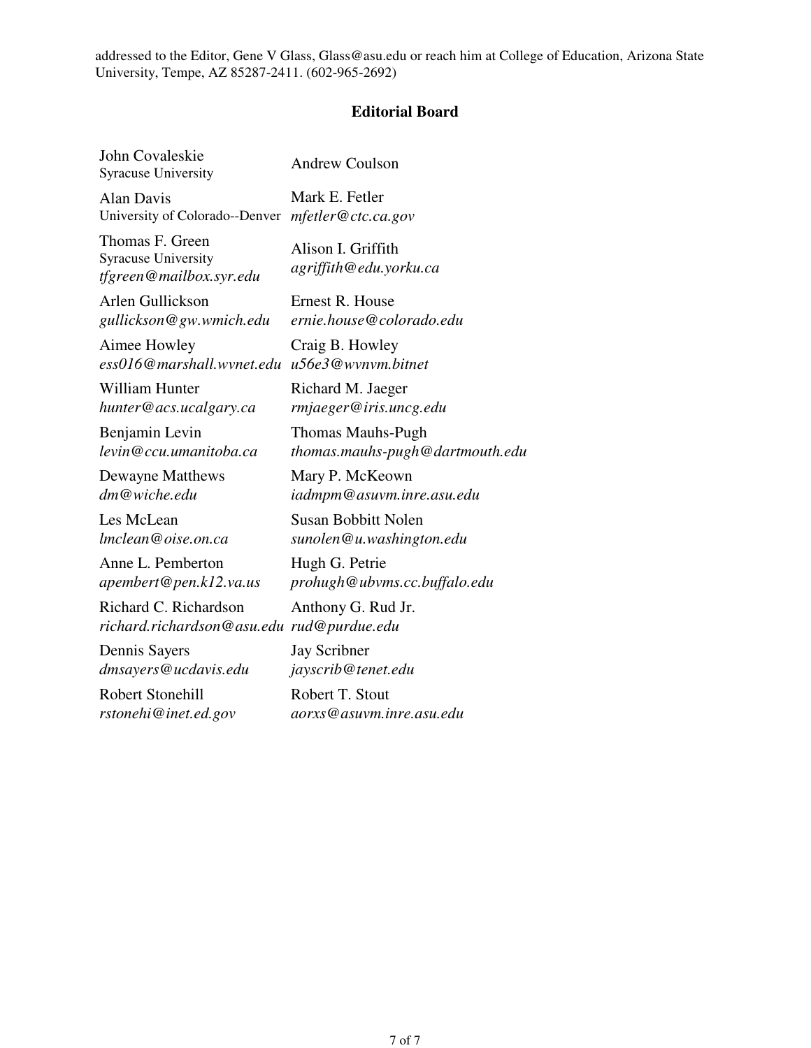addressed to the Editor, Gene V Glass, Glass@asu.edu or reach him at College of Education, Arizona State University, Tempe, AZ 85287-2411. (602-965-2692)

## Editorial Board

| | |
|---|---|
| John Covaleskie<br>Syracuse University | Andrew Coulson |
| Alan Davis<br>University of Colorado--Denver | Mark E. Fetler<br>*mfetler@ctc.ca.gov* |
| Thomas F. Green<br>Syracuse University<br>*tfgreen@mailbox.syr.edu* | Alison I. Griffith<br>*agriffith@edu.yorku.ca* |
| Arlen Gullickson<br>*gullickson@gw.wmich.edu* | Ernest R. House<br>*ernie.house@colorado.edu* |
| Aimee Howley<br>*ess016@marshall.wvnet.edu* | Craig B. Howley<br>*u56e3@wvnvm.bitnet* |
| William Hunter<br>*hunter@acs.ucalgary.ca* | Richard M. Jaeger<br>*rmjaeger@iris.uncg.edu* |
| Benjamin Levin<br>*levin@ccu.umanitoba.ca* | Thomas Mauhs-Pugh<br>*thomas.mauhs-pugh@dartmouth.edu* |
| Dewayne Matthews<br>*dm@wiche.edu* | Mary P. McKeown<br>*iadmpm@asuvm.inre.asu.edu* |
| Les McLean<br>*lmclean@oise.on.ca* | Susan Bobbitt Nolen<br>*sunolen@u.washington.edu* |
| Anne L. Pemberton<br>*apembert@pen.k12.va.us* | Hugh G. Petrie<br>*prohugh@ubvms.cc.buffalo.edu* |
| Richard C. Richardson<br>*richard.richardson@asu.edu* | Anthony G. Rud Jr.<br>*rud@purdue.edu* |
| Dennis Sayers<br>*dmsayers@ucdavis.edu* | Jay Scribner<br>*jayscrib@tenet.edu* |
| Robert Stonehill<br>*rstonehi@inet.ed.gov* | Robert T. Stout<br>*aorxs@asuvm.inre.asu.edu* |